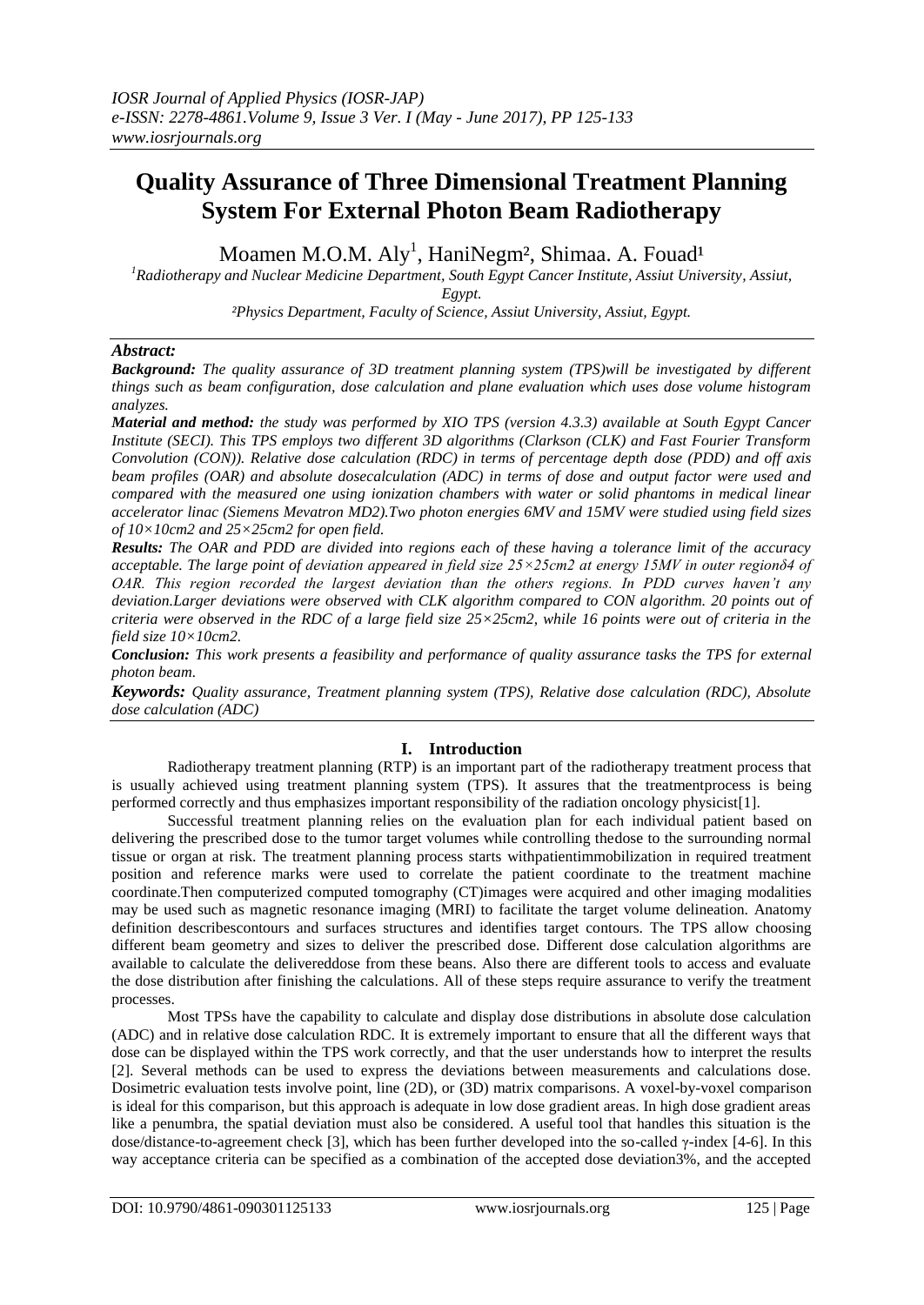# Quality Assurance of Three Dimensional Treatment Planning System For External Photon Beam Radiotherapy

Moamen M.O.M. Aly[1], HaniNegm[2], Shimaa. A. Fouad[1]

[1]Radiotherapy and Nuclear Medicine Department, South Egypt Cancer Institute, Assiut University, Assiut, Egypt.

[2]Physics Department, Faculty of Science, Assiut University, Assiut, Egypt.

***Abstract:***

***Background:*** *The quality assurance of 3D treatment planning system (TPS)will be investigated by different things such as beam configuration, dose calculation and plane evaluation which uses dose volume histogram analyzes.*

***Material and method:*** *the study was performed by XIO TPS (version 4.3.3) available at South Egypt Cancer Institute (SECI). This TPS employs two different 3D algorithms (Clarkson (CLK) and Fast Fourier Transform Convolution (CON)). Relative dose calculation (RDC) in terms of percentage depth dose (PDD) and off axis beam profiles (OAR) and absolute dosecalculation (ADC) in terms of dose and output factor were used and compared with the measured one using ionization chambers with water or solid phantoms in medical linear accelerator linac (Siemens Mevatron MD2).Two photon energies 6MV and 15MV were studied using field sizes of 10×10cm2 and 25×25cm2 for open field.*

***Results:*** *The OAR and PDD are divided into regions each of these having a tolerance limit of the accuracy acceptable. The large point of deviation appeared in field size 25×25cm2 at energy 15MV in outer regionδ4 of OAR. This region recorded the largest deviation than the others regions. In PDD curves haven't any deviation.Larger deviations were observed with CLK algorithm compared to CON algorithm. 20 points out of criteria were observed in the RDC of a large field size 25×25cm2, while 16 points were out of criteria in the field size 10×10cm2.*

***Conclusion:*** *This work presents a feasibility and performance of quality assurance tasks the TPS for external photon beam.*

***Keywords:*** *Quality assurance, Treatment planning system (TPS), Relative dose calculation (RDC), Absolute dose calculation (ADC)*

## I. Introduction

Radiotherapy treatment planning (RTP) is an important part of the radiotherapy treatment process that is usually achieved using treatment planning system (TPS). It assures that the treatmentprocess is being performed correctly and thus emphasizes important responsibility of the radiation oncology physicist[1].

Successful treatment planning relies on the evaluation plan for each individual patient based on delivering the prescribed dose to the tumor target volumes while controlling thedose to the surrounding normal tissue or organ at risk. The treatment planning process starts withpatientimmobilization in required treatment position and reference marks were used to correlate the patient coordinate to the treatment machine coordinate.Then computerized computed tomography (CT)images were acquired and other imaging modalities may be used such as magnetic resonance imaging (MRI) to facilitate the target volume delineation. Anatomy definition describescontours and surfaces structures and identifies target contours. The TPS allow choosing different beam geometry and sizes to deliver the prescribed dose. Different dose calculation algorithms are available to calculate the delivereddose from these beans. Also there are different tools to access and evaluate the dose distribution after finishing the calculations. All of these steps require assurance to verify the treatment processes.

Most TPSs have the capability to calculate and display dose distributions in absolute dose calculation (ADC) and in relative dose calculation RDC. It is extremely important to ensure that all the different ways that dose can be displayed within the TPS work correctly, and that the user understands how to interpret the results [2]. Several methods can be used to express the deviations between measurements and calculations dose. Dosimetric evaluation tests involve point, line (2D), or (3D) matrix comparisons. A voxel-by-voxel comparison is ideal for this comparison, but this approach is adequate in low dose gradient areas. In high dose gradient areas like a penumbra, the spatial deviation must also be considered. A useful tool that handles this situation is the dose/distance-to-agreement check [3], which has been further developed into the so-called γ-index [4-6]. In this way acceptance criteria can be specified as a combination of the accepted dose deviation3%, and the accepted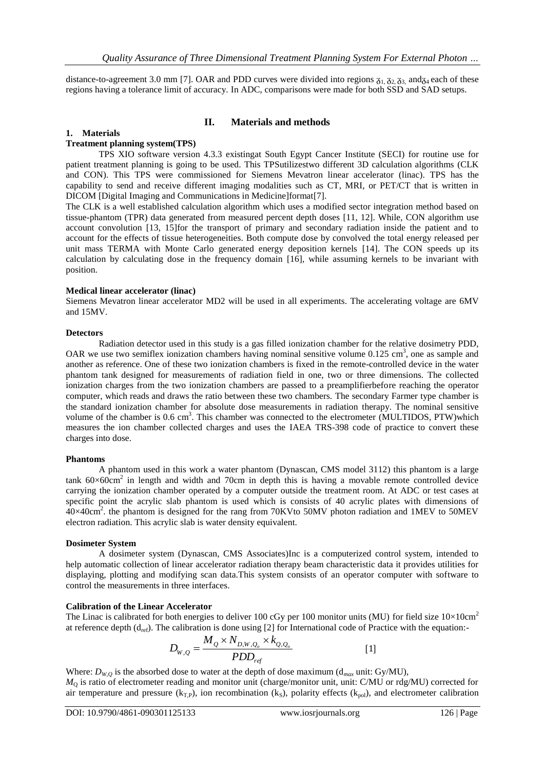distance-to-agreement 3.0 mm [7]. OAR and PDD curves were divided into regions $\delta_1$, $\delta_2$, $\delta_3$, and $\delta_4$ each of these regions having a tolerance limit of accuracy. In ADC, comparisons were made for both SSD and SAD setups.

## II. Materials and methods

### 1. Materials

**Treatment planning system(TPS)**

TPS XIO software version 4.3.3 existingat South Egypt Cancer Institute (SECI) for routine use for patient treatment planning is going to be used. This TPSutilizestwo different 3D calculation algorithms (CLK and CON). This TPS were commissioned for Siemens Mevatron linear accelerator (linac). TPS has the capability to send and receive different imaging modalities such as CT, MRI, or PET/CT that is written in DICOM [Digital Imaging and Communications in Medicine]format[7].

The CLK is a well established calculation algorithm which uses a modified sector integration method based on tissue-phantom (TPR) data generated from measured percent depth doses [11, 12]. While, CON algorithm use account convolution [13, 15]for the transport of primary and secondary radiation inside the patient and to account for the effects of tissue heterogeneities. Both compute dose by convolved the total energy released per unit mass TERMA with Monte Carlo generated energy deposition kernels [14]. The CON speeds up its calculation by calculating dose in the frequency domain [16], while assuming kernels to be invariant with position.

**Medical linear accelerator (linac)**

Siemens Mevatron linear accelerator MD2 will be used in all experiments. The accelerating voltage are 6MV and 15MV.

**Detectors**

Radiation detector used in this study is a gas filled ionization chamber for the relative dosimetry PDD, OAR we use two semiflex ionization chambers having nominal sensitive volume 0.125 $cm^3$, one as sample and another as reference. One of these two ionization chambers is fixed in the remote-controlled device in the water phantom tank designed for measurements of radiation field in one, two or three dimensions. The collected ionization charges from the two ionization chambers are passed to a preamplifierbefore reaching the operator computer, which reads and draws the ratio between these two chambers. The secondary Farmer type chamber is the standard ionization chamber for absolute dose measurements in radiation therapy. The nominal sensitive volume of the chamber is 0.6 $cm^3$. This chamber was connected to the electrometer (MULTIDOS, PTW)which measures the ion chamber collected charges and uses the IAEA TRS-398 code of practice to convert these charges into dose.

**Phantoms**

A phantom used in this work a water phantom (Dynascan, CMS model 3112) this phantom is a large tank $60\times60cm^2$ in length and width and 70cm in depth this is having a movable remote controlled device carrying the ionization chamber operated by a computer outside the treatment room. At ADC or test cases at specific point the acrylic slab phantom is used which is consists of 40 acrylic plates with dimensions of $40\times40cm^2$. the phantom is designed for the rang from 70KVto 50MV photon radiation and 1MEV to 50MEV electron radiation. This acrylic slab is water density equivalent.

**Dosimeter System**

A dosimeter system (Dynascan, CMS Associates)Inc is a computerized control system, intended to help automatic collection of linear accelerator radiation therapy beam characteristic data it provides utilities for displaying, plotting and modifying scan data.This system consists of an operator computer with software to control the measurements in three interfaces.

**Calibration of the Linear Accelerator**

The Linac is calibrated for both energies to deliver 100 cGy per 100 monitor units (MU) for field size $10\times10cm^2$ at reference depth ($d_{ref}$). The calibration is done using [2] for International code of Practice with the equation:-

$$D_{W,Q} = \frac{M_Q \times N_{D,W,Q_o} \times k_{Q,Q_o}}{PDD_{ref}} \qquad [1]$$

Where: $D_{W,Q}$ is the absorbed dose to water at the depth of dose maximum ($d_{max}$ unit: Gy/MU),

$M_Q$ is ratio of electrometer reading and monitor unit (charge/monitor unit, unit: C/MU or rdg/MU) corrected for air temperature and pressure ($k_{T,P}$), ion recombination ($k_S$), polarity effects ($k_{pol}$), and electrometer calibration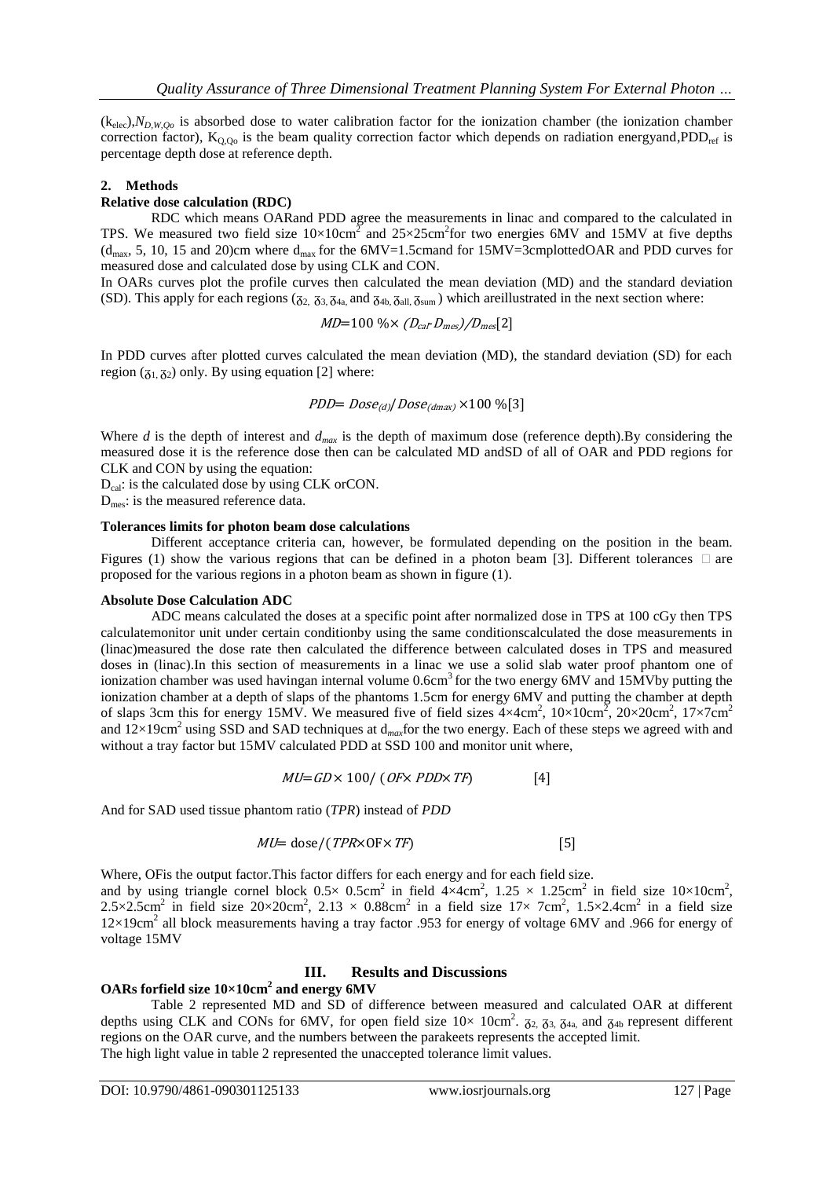($k_{elec}$),$N_{D,W,Qo}$ is absorbed dose to water calibration factor for the ionization chamber (the ionization chamber correction factor), $K_{Q,Qo}$ is the beam quality correction factor which depends on radiation energyand,$PDD_{ref}$ is percentage depth dose at reference depth.

### 2. Methods

**Relative dose calculation (RDC)**

RDC which means OARand PDD agree the measurements in linac and compared to the calculated in TPS. We measured two field size $10\times10cm^2$ and $25\times25cm^2$for two energies 6MV and 15MV at five depths ($d_{max}$, 5, 10, 15 and 20)cm where $d_{max}$ for the 6MV=1.5cmand for 15MV=3cmplottedOAR and PDD curves for measured dose and calculated dose by using CLK and CON.

In OARs curves plot the profile curves then calculated the mean deviation (MD) and the standard deviation (SD). This apply for each regions ($\delta_{2}$, $\delta_{3}$, $\delta_{4a}$, and $\delta_{4b}$, $\delta_{all}$, $\delta_{sum}$ ) which areillustrated in the next section where:

$$MD = 100\,\% \times (D_{cal} - D_{mes})/D_{mes} [2]$$

In PDD curves after plotted curves calculated the mean deviation (MD), the standard deviation (SD) for each region ($\delta_{1}$, $\delta_{2}$) only. By using equation [2] where:

$$PDD = Dose_{(d)} / Dose_{(dmax)} \times 100\,\% [3]$$

Where $d$ is the depth of interest and $d_{max}$ is the depth of maximum dose (reference depth).By considering the measured dose it is the reference dose then can be calculated MD andSD of all of OAR and PDD regions for CLK and CON by using the equation:

$D_{cal}$: is the calculated dose by using CLK orCON.

$D_{mes}$: is the measured reference data.

**Tolerances limits for photon beam dose calculations**

Different acceptance criteria can, however, be formulated depending on the position in the beam. Figures (1) show the various regions that can be defined in a photon beam [3]. Different tolerances □ are proposed for the various regions in a photon beam as shown in figure (1).

**Absolute Dose Calculation ADC**

ADC means calculated the doses at a specific point after normalized dose in TPS at 100 cGy then TPS calculatemonitor unit under certain conditionby using the same conditionscalculated the dose measurements in (linac)measured the dose rate then calculated the difference between calculated doses in TPS and measured doses in (linac).In this section of measurements in a linac we use a solid slab water proof phantom one of ionization chamber was used havingan internal volume $0.6cm^3$ for the two energy 6MV and 15MVby putting the ionization chamber at a depth of slaps of the phantoms 1.5cm for energy 6MV and putting the chamber at depth of slaps 3cm this for energy 15MV. We measured five of field sizes $4\times4cm^2$, $10\times10cm^2$, $20\times20cm^2$, $17\times7cm^2$ and $12\times19cm^2$ using SSD and SAD techniques at $d_{max}$for the two energy. Each of these steps we agreed with and without a tray factor but 15MV calculated PDD at SSD 100 and monitor unit where,

$$MU = GD \times 100 / (OF \times PDD \times TF) \qquad [4]$$

And for SAD used tissue phantom ratio (*TPR*) instead of *PDD*

$$MU = \text{dose} / (TPR \times \text{OF} \times TF) \qquad [5]$$

Where, OFis the output factor.This factor differs for each energy and for each field size.

and by using triangle cornel block $0.5\times 0.5cm^2$ in field $4\times4cm^2$, $1.25 \times 1.25cm^2$ in field size $10\times10cm^2$, $2.5\times2.5cm^2$ in field size $20\times20cm^2$, $2.13 \times 0.88cm^2$ in a field size $17\times 7cm^2$, $1.5\times2.4cm^2$ in a field size $12\times19cm^2$ all block measurements having a tray factor .953 for energy of voltage 6MV and .966 for energy of voltage 15MV

## III. Results and Discussions

**OARs forfield size $10\times10cm^2$ and energy 6MV**

Table 2 represented MD and SD of difference between measured and calculated OAR at different depths using CLK and CONs for 6MV, for open field size $10\times 10cm^2$. $\delta_{2}$, $\delta_{3}$, $\delta_{4a}$, and $\delta_{4b}$ represent different regions on the OAR curve, and the numbers between the parakeets represents the accepted limit.

The high light value in table 2 represented the unaccepted tolerance limit values.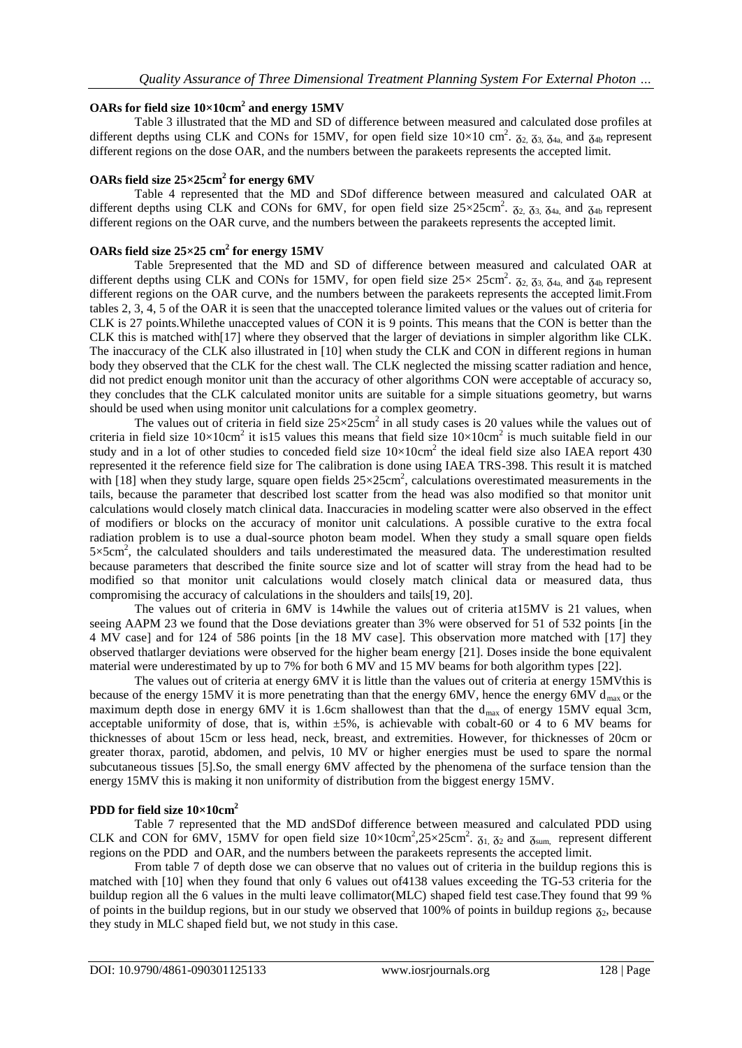**OARs for field size 10×10cm² and energy 15MV**

Table 3 illustrated that the MD and SD of difference between measured and calculated dose profiles at different depths using CLK and CONs for 15MV, for open field size 10×10 cm². $\delta_2$, $\delta_3$, $\delta_{4a}$, and $\delta_{4b}$ represent different regions on the dose OAR, and the numbers between the parakeets represents the accepted limit.

**OARs field size 25×25cm² for energy 6MV**

Table 4 represented that the MD and SDof difference between measured and calculated OAR at different depths using CLK and CONs for 6MV, for open field size 25×25cm². $\delta_2$, $\delta_3$, $\delta_{4a}$, and $\delta_{4b}$ represent different regions on the OAR curve, and the numbers between the parakeets represents the accepted limit.

**OARs field size 25×25 cm² for energy 15MV**

Table 5represented that the MD and SD of difference between measured and calculated OAR at different depths using CLK and CONs for 15MV, for open field size 25× 25cm². $\delta_2$, $\delta_3$, $\delta_{4a}$, and $\delta_{4b}$ represent different regions on the OAR curve, and the numbers between the parakeets represents the accepted limit.From tables 2, 3, 4, 5 of the OAR it is seen that the unaccepted tolerance limited values or the values out of criteria for CLK is 27 points.Whilethe unaccepted values of CON it is 9 points. This means that the CON is better than the CLK this is matched with[17] where they observed that the larger of deviations in simpler algorithm like CLK. The inaccuracy of the CLK also illustrated in [10] when study the CLK and CON in different regions in human body they observed that the CLK for the chest wall. The CLK neglected the missing scatter radiation and hence, did not predict enough monitor unit than the accuracy of other algorithms CON were acceptable of accuracy so, they concludes that the CLK calculated monitor units are suitable for a simple situations geometry, but warns should be used when using monitor unit calculations for a complex geometry.

The values out of criteria in field size 25×25cm² in all study cases is 20 values while the values out of criteria in field size 10×10cm² it is15 values this means that field size 10×10cm² is much suitable field in our study and in a lot of other studies to conceded field size 10×10cm² the ideal field size also IAEA report 430 represented it the reference field size for The calibration is done using IAEA TRS-398. This result it is matched with [18] when they study large, square open fields 25×25cm², calculations overestimated measurements in the tails, because the parameter that described lost scatter from the head was also modified so that monitor unit calculations would closely match clinical data. Inaccuracies in modeling scatter were also observed in the effect of modifiers or blocks on the accuracy of monitor unit calculations. A possible curative to the extra focal radiation problem is to use a dual-source photon beam model. When they study a small square open fields 5×5cm², the calculated shoulders and tails underestimated the measured data. The underestimation resulted because parameters that described the finite source size and lot of scatter will stray from the head had to be modified so that monitor unit calculations would closely match clinical data or measured data, thus compromising the accuracy of calculations in the shoulders and tails[19, 20].

The values out of criteria in 6MV is 14while the values out of criteria at15MV is 21 values, when seeing AAPM 23 we found that the Dose deviations greater than 3% were observed for 51 of 532 points [in the 4 MV case] and for 124 of 586 points [in the 18 MV case]. This observation more matched with [17] they observed thatlarger deviations were observed for the higher beam energy [21]. Doses inside the bone equivalent material were underestimated by up to 7% for both 6 MV and 15 MV beams for both algorithm types [22].

The values out of criteria at energy 6MV it is little than the values out of criteria at energy 15MVthis is because of the energy 15MV it is more penetrating than that the energy 6MV, hence the energy 6MV $d_{max}$ or the maximum depth dose in energy 6MV it is 1.6cm shallowest than the $d_{max}$ of energy 15MV equal 3cm, acceptable uniformity of dose, that is, within ±5%, is achievable with cobalt-60 or 4 to 6 MV beams for thicknesses of about 15cm or less head, neck, breast, and extremities. However, for thicknesses of 20cm or greater thorax, parotid, abdomen, and pelvis, 10 MV or higher energies must be used to spare the normal subcutaneous tissues [5].So, the small energy 6MV affected by the phenomena of the surface tension than the energy 15MV this is making it non uniformity of distribution from the biggest energy 15MV.

**PDD for field size 10×10cm²**

Table 7 represented that the MD andSDof difference between measured and calculated PDD using CLK and CON for 6MV, 15MV for open field size 10×10cm²,25×25cm². $\delta_1$, $\delta_2$ and $\delta_{sum}$, represent different regions on the PDD and OAR, and the numbers between the parakeets represents the accepted limit.

From table 7 of depth dose we can observe that no values out of criteria in the buildup regions this is matched with [10] when they found that only 6 values out of4138 values exceeding the TG-53 criteria for the buildup region all the 6 values in the multi leave collimator(MLC) shaped field test case.They found that 99 % of points in the buildup regions, but in our study we observed that 100% of points in buildup regions $\delta_2$, because they study in MLC shaped field but, we not study in this case.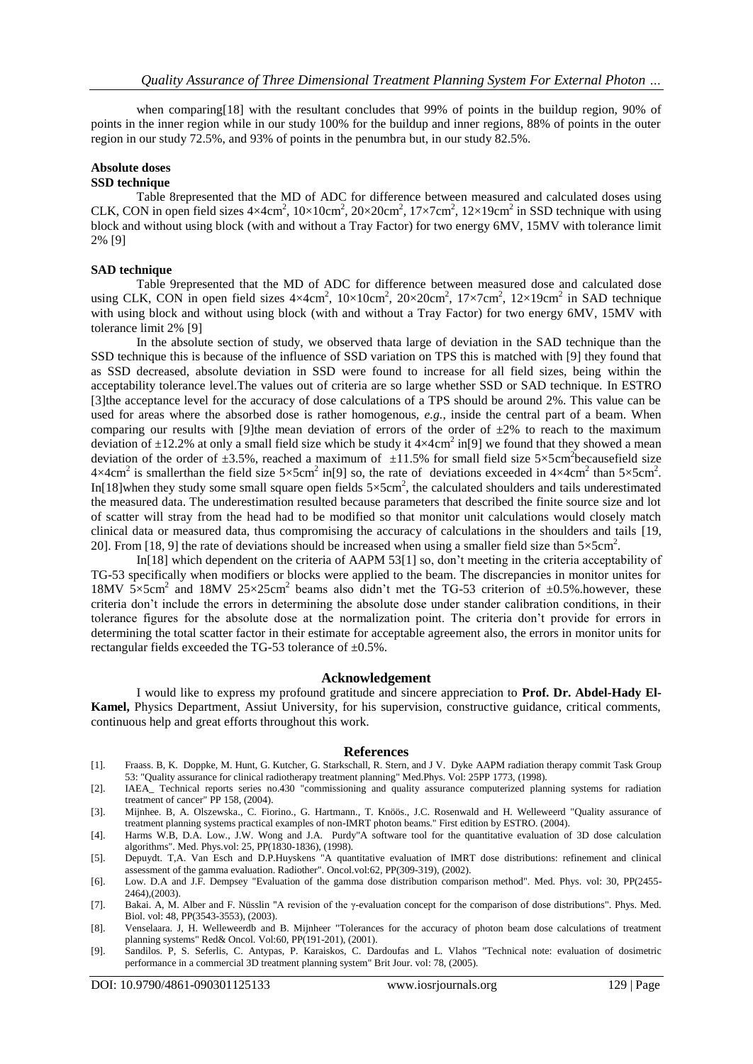when comparing[18] with the resultant concludes that 99% of points in the buildup region, 90% of points in the inner region while in our study 100% for the buildup and inner regions, 88% of points in the outer region in our study 72.5%, and 93% of points in the penumbra but, in our study 82.5%.

### Absolute doses

#### SSD technique

Table 8represented that the MD of ADC for difference between measured and calculated doses using CLK, CON in open field sizes $4\times4cm^2$, $10\times10cm^2$, $20\times20cm^2$, $17\times7cm^2$, $12\times19cm^2$ in SSD technique with using block and without using block (with and without a Tray Factor) for two energy 6MV, 15MV with tolerance limit 2% [9]

#### SAD technique

Table 9represented that the MD of ADC for difference between measured dose and calculated dose using CLK, CON in open field sizes $4\times4cm^2$, $10\times10cm^2$, $20\times20cm^2$, $17\times7cm^2$, $12\times19cm^2$ in SAD technique with using block and without using block (with and without a Tray Factor) for two energy 6MV, 15MV with tolerance limit 2% [9]

In the absolute section of study, we observed thata large of deviation in the SAD technique than the SSD technique this is because of the influence of SSD variation on TPS this is matched with [9] they found that as SSD decreased, absolute deviation in SSD were found to increase for all field sizes, being within the acceptability tolerance level.The values out of criteria are so large whether SSD or SAD technique. In ESTRO [3]the acceptance level for the accuracy of dose calculations of a TPS should be around 2%. This value can be used for areas where the absorbed dose is rather homogenous, *e.g.*, inside the central part of a beam. When comparing our results with [9]the mean deviation of errors of the order of ±2% to reach to the maximum deviation of ±12.2% at only a small field size which be study it $4\times4cm^2$ in[9] we found that they showed a mean deviation of the order of ±3.5%, reached a maximum of ±11.5% for small field size $5\times5cm^2$becausefield size $4\times4cm^2$ is smallerthan the field size $5\times5cm^2$ in[9] so, the rate of deviations exceeded in $4\times4cm^2$ than $5\times5cm^2$. In[18]when they study some small square open fields $5\times5cm^2$, the calculated shoulders and tails underestimated the measured data. The underestimation resulted because parameters that described the finite source size and lot of scatter will stray from the head had to be modified so that monitor unit calculations would closely match clinical data or measured data, thus compromising the accuracy of calculations in the shoulders and tails [19, 20]. From [18, 9] the rate of deviations should be increased when using a smaller field size than $5\times5cm^2$.

In[18] which dependent on the criteria of AAPM 53[1] so, don't meeting in the criteria acceptability of TG-53 specifically when modifiers or blocks were applied to the beam. The discrepancies in monitor unites for 18MV $5\times5cm^2$ and 18MV $25\times25cm^2$ beams also didn't met the TG-53 criterion of ±0.5%.however, these criteria don't include the errors in determining the absolute dose under stander calibration conditions, in their tolerance figures for the absolute dose at the normalization point. The criteria don't provide for errors in determining the total scatter factor in their estimate for acceptable agreement also, the errors in monitor units for rectangular fields exceeded the TG-53 tolerance of ±0.5%.

## Acknowledgement

I would like to express my profound gratitude and sincere appreciation to **Prof. Dr. Abdel-Hady El-Kamel,** Physics Department, Assiut University, for his supervision, constructive guidance, critical comments, continuous help and great efforts throughout this work.

## References

[1]. Fraass. B, K. Doppke, M. Hunt, G. Kutcher, G. Starkschall, R. Stern, and J V. Dyke AAPM radiation therapy commit Task Group 53: "Quality assurance for clinical radiotherapy treatment planning" Med.Phys. Vol: 25PP 1773, (1998).

[2]. IAEA_ Technical reports series no.430 "commissioning and quality assurance computerized planning systems for radiation treatment of cancer" PP 158, (2004).

[3]. Mijnhee. B, A. Olszewska., C. Fiorino., G. Hartmann., T. Knöös., J.C. Rosenwald and H. Welleweerd "Quality assurance of treatment planning systems practical examples of non-IMRT photon beams." First edition by ESTRO. (2004).

[4]. Harms W.B, D.A. Low., J.W. Wong and J.A. Purdy"A software tool for the quantitative evaluation of 3D dose calculation algorithms". Med. Phys.vol: 25, PP(1830-1836), (1998).

[5]. Depuydt. T,A. Van Esch and D.P.Huyskens "A quantitative evaluation of IMRT dose distributions: refinement and clinical assessment of the gamma evaluation. Radiother". Oncol.vol:62, PP(309-319), (2002).

[6]. Low. D.A and J.F. Dempsey "Evaluation of the gamma dose distribution comparison method". Med. Phys. vol: 30, PP(2455-2464),(2003).

[7]. Bakai. A, M. Alber and F. Nüsslin "A revision of the γ-evaluation concept for the comparison of dose distributions". Phys. Med. Biol. vol: 48, PP(3543-3553), (2003).

[8]. Venselaara. J, H. Welleweerdb and B. Mijnheer "Tolerances for the accuracy of photon beam dose calculations of treatment planning systems" Red& Oncol. Vol:60, PP(191-201), (2001).

[9]. Sandilos. P, S. Seferlis, C. Antypas, P. Karaiskos, C. Dardoufas and L. Vlahos "Technical note: evaluation of dosimetric performance in a commercial 3D treatment planning system" Brit Jour. vol: 78, (2005).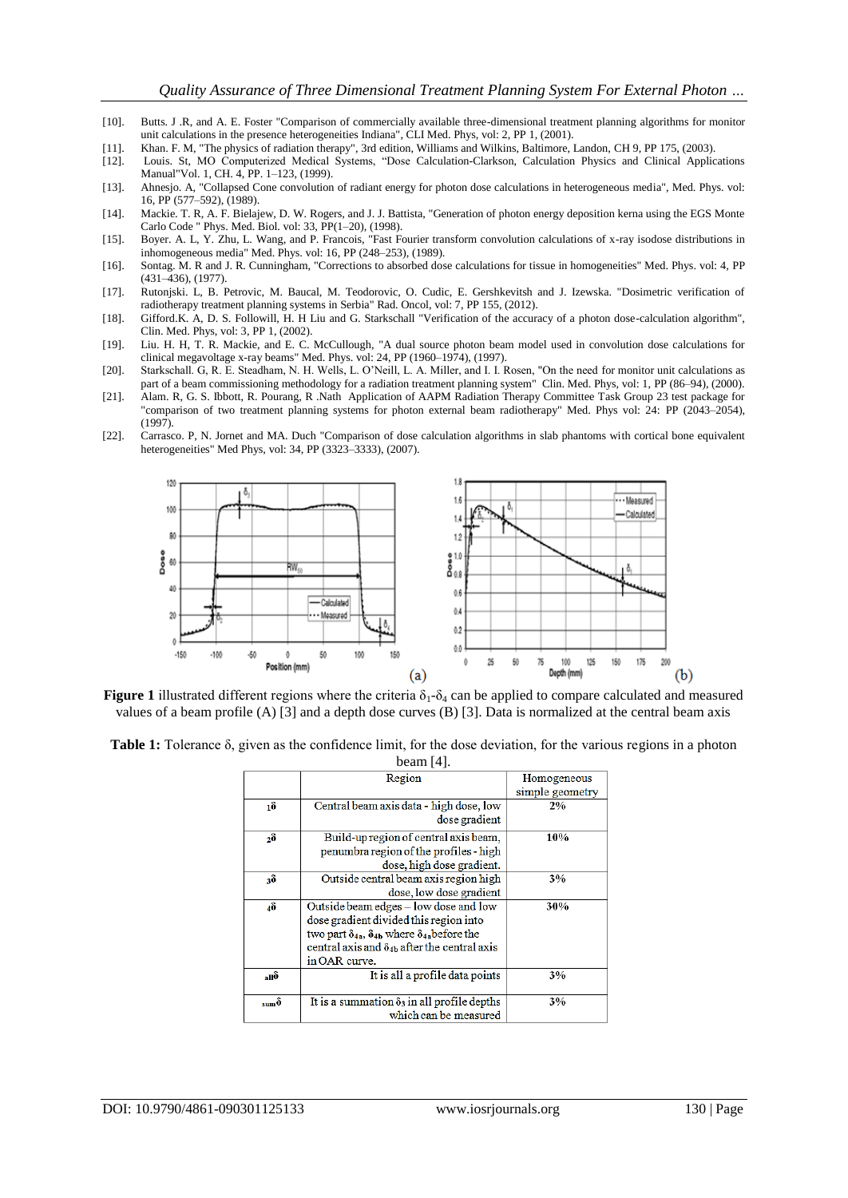[10]. Butts. J .R, and A. E. Foster "Comparison of commercially available three-dimensional treatment planning algorithms for monitor unit calculations in the presence heterogeneities Indiana", CLI Med. Phys, vol: 2, PP 1, (2001).

[11]. Khan. F. M, "The physics of radiation therapy", 3rd edition, Williams and Wilkins, Baltimore, Landon, CH 9, PP 175, (2003).

[12]. Louis. St, MO Computerized Medical Systems, "Dose Calculation-Clarkson, Calculation Physics and Clinical Applications Manual"Vol. 1, CH. 4, PP. 1–123, (1999).

[13]. Ahnesjo. A, "Collapsed Cone convolution of radiant energy for photon dose calculations in heterogeneous media", Med. Phys. vol: 16, PP (577–592), (1989).

[14]. Mackie. T. R, A. F. Bielajew, D. W. Rogers, and J. J. Battista, "Generation of photon energy deposition kerna using the EGS Monte Carlo Code " Phys. Med. Biol. vol: 33, PP(1–20), (1998).

[15]. Boyer. A. L, Y. Zhu, L. Wang, and P. Francois, "Fast Fourier transform convolution calculations of x-ray isodose distributions in inhomogeneous media" Med. Phys. vol: 16, PP (248–253), (1989).

[16]. Sontag. M. R and J. R. Cunningham, "Corrections to absorbed dose calculations for tissue in homogeneities" Med. Phys. vol: 4, PP (431–436), (1977).

[17]. Rutonjski. L, B. Petrovic, M. Baucal, M. Teodorovic, O. Cudic, E. Gershkevitsh and J. Izewska. "Dosimetric verification of radiotherapy treatment planning systems in Serbia" Rad. Oncol, vol: 7, PP 155, (2012).

[18]. Gifford.K. A, D. S. Followill, H. H Liu and G. Starkschall "Verification of the accuracy of a photon dose-calculation algorithm", Clin. Med. Phys, vol: 3, PP 1, (2002).

[19]. Liu. H. H, T. R. Mackie, and E. C. McCullough, "A dual source photon beam model used in convolution dose calculations for clinical megavoltage x-ray beams" Med. Phys. vol: 24, PP (1960–1974), (1997).

[20]. Starkschall. G, R. E. Steadham, N. H. Wells, L. O'Neill, L. A. Miller, and I. I. Rosen, "On the need for monitor unit calculations as part of a beam commissioning methodology for a radiation treatment planning system" Clin. Med. Phys, vol: 1, PP (86–94), (2000).

[21]. Alam. R, G. S. Ibbott, R. Pourang, R .Nath Application of AAPM Radiation Therapy Committee Task Group 23 test package for "comparison of two treatment planning systems for photon external beam radiotherapy" Med. Phys vol: 24: PP (2043–2054), (1997).

[22]. Carrasco. P, N. Jornet and MA. Duch "Comparison of dose calculation algorithms in slab phantoms with cortical bone equivalent heterogeneities" Med Phys, vol: 34, PP (3323–3333), (2007).

**Figure 1** illustrated different regions where the criteria $\delta_1$-$\delta_4$ can be applied to compare calculated and measured values of a beam profile (A) [3] and a depth dose curves (B) [3]. Data is normalized at the central beam axis

**Table 1:** Tolerance δ, given as the confidence limit, for the dose deviation, for the various regions in a photon beam [4].

| | Region | Homogeneous simple geometry |
|---|---|---|
| $_1\delta$ | Central beam axis data - high dose, low dose gradient | 2% |
| $_2\delta$ | Build-up region of central axis beam, penumbra region of the profiles - high dose, high dose gradient. | 10% |
| $_3\delta$ | Outside central beam axis region high dose, low dose gradient | 3% |
| $_4\delta$ | Outside beam edges – low dose and low dose gradient divided this region into two part $\delta_{4a}$, $\delta_{4b}$ where $\delta_{4a}$ before the central axis and $\delta_{4b}$ after the central axis in OAR curve. | 30% |
| $_{all}\delta$ | It is all a profile data points | 3% |
| $_{sum}\delta$ | It is a summation $\delta_3$ in all profile depths which can be measured | 3% |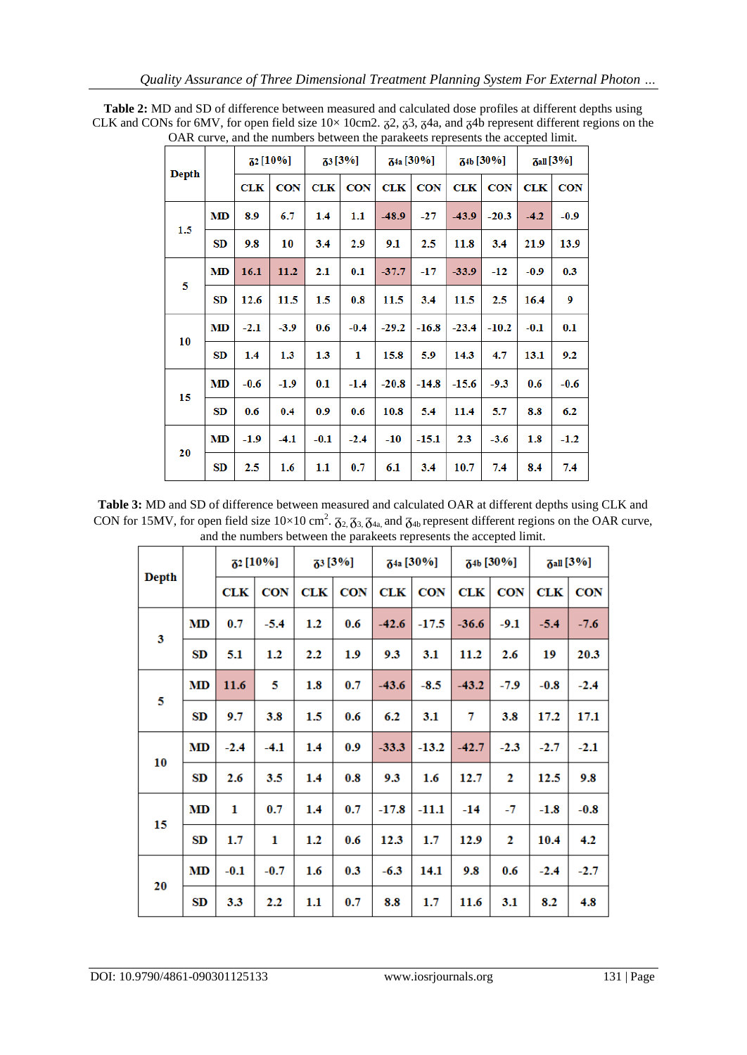**Table 2:** MD and SD of difference between measured and calculated dose profiles at different depths using CLK and CONs for 6MV, for open field size 10× 10cm2. $\delta_2$, $\delta_3$, $\delta_{4a}$, and $\delta_{4b}$ represent different regions on the OAR curve, and the numbers between the parakeets represents the accepted limit.

| Depth | | $\delta_2$ [10%] | | $\delta_3$ [3%] | | $\delta_{4a}$ [30%] | | $\delta_{4b}$ [30%] | | $\delta_{all}$ [3%] | |
|---|---|---|---|---|---|---|---|---|---|---|---|
| | | **CLK** | **CON** | **CLK** | **CON** | **CLK** | **CON** | **CLK** | **CON** | **CLK** | **CON** |
| 1.5 | **MD** | 8.9 | 6.7 | 1.4 | 1.1 | -48.9 | -27 | -43.9 | -20.3 | -4.2 | -0.9 |
| | **SD** | 9.8 | 10 | 3.4 | 2.9 | 9.1 | 2.5 | 11.8 | 3.4 | 21.9 | 13.9 |
| 5 | **MD** | 16.1 | 11.2 | 2.1 | 0.1 | -37.7 | -17 | -33.9 | -12 | -0.9 | 0.3 |
| | **SD** | 12.6 | 11.5 | 1.5 | 0.8 | 11.5 | 3.4 | 11.5 | 2.5 | 16.4 | 9 |
| 10 | **MD** | -2.1 | -3.9 | 0.6 | -0.4 | -29.2 | -16.8 | -23.4 | -10.2 | -0.1 | 0.1 |
| | **SD** | 1.4 | 1.3 | 1.3 | 1 | 15.8 | 5.9 | 14.3 | 4.7 | 13.1 | 9.2 |
| 15 | **MD** | -0.6 | -1.9 | 0.1 | -1.4 | -20.8 | -14.8 | -15.6 | -9.3 | 0.6 | -0.6 |
| | **SD** | 0.6 | 0.4 | 0.9 | 0.6 | 10.8 | 5.4 | 11.4 | 5.7 | 8.8 | 6.2 |
| 20 | **MD** | -1.9 | -4.1 | -0.1 | -2.4 | -10 | -15.1 | 2.3 | -3.6 | 1.8 | -1.2 |
| | **SD** | 2.5 | 1.6 | 1.1 | 0.7 | 6.1 | 3.4 | 10.7 | 7.4 | 8.4 | 7.4 |

**Table 3:** MD and SD of difference between measured and calculated OAR at different depths using CLK and CON for 15MV, for open field size 10×10 cm$^2$. $\delta_2$, $\delta_3$, $\delta_{4a}$, and $\delta_{4b}$ represent different regions on the OAR curve, and the numbers between the parakeets represents the accepted limit.

| Depth | | $\delta_2$ [10%] | | $\delta_3$ [3%] | | $\delta_{4a}$ [30%] | | $\delta_{4b}$ [30%] | | $\delta_{all}$ [3%] | |
|---|---|---|---|---|---|---|---|---|---|---|---|
| | | **CLK** | **CON** | **CLK** | **CON** | **CLK** | **CON** | **CLK** | **CON** | **CLK** | **CON** |
| 3 | **MD** | 0.7 | -5.4 | 1.2 | 0.6 | -42.6 | -17.5 | -36.6 | -9.1 | -5.4 | -7.6 |
| | **SD** | 5.1 | 1.2 | 2.2 | 1.9 | 9.3 | 3.1 | 11.2 | 2.6 | 19 | 20.3 |
| 5 | **MD** | 11.6 | 5 | 1.8 | 0.7 | -43.6 | -8.5 | -43.2 | -7.9 | -0.8 | -2.4 |
| | **SD** | 9.7 | 3.8 | 1.5 | 0.6 | 6.2 | 3.1 | 7 | 3.8 | 17.2 | 17.1 |
| 10 | **MD** | -2.4 | -4.1 | 1.4 | 0.9 | -33.3 | -13.2 | -42.7 | -2.3 | -2.7 | -2.1 |
| | **SD** | 2.6 | 3.5 | 1.4 | 0.8 | 9.3 | 1.6 | 12.7 | 2 | 12.5 | 9.8 |
| 15 | **MD** | 1 | 0.7 | 1.4 | 0.7 | -17.8 | -11.1 | -14 | -7 | -1.8 | -0.8 |
| | **SD** | 1.7 | 1 | 1.2 | 0.6 | 12.3 | 1.7 | 12.9 | 2 | 10.4 | 4.2 |
| 20 | **MD** | -0.1 | -0.7 | 1.6 | 0.3 | -6.3 | 14.1 | 9.8 | 0.6 | -2.4 | -2.7 |
| | **SD** | 3.3 | 2.2 | 1.1 | 0.7 | 8.8 | 1.7 | 11.6 | 3.1 | 8.2 | 4.8 |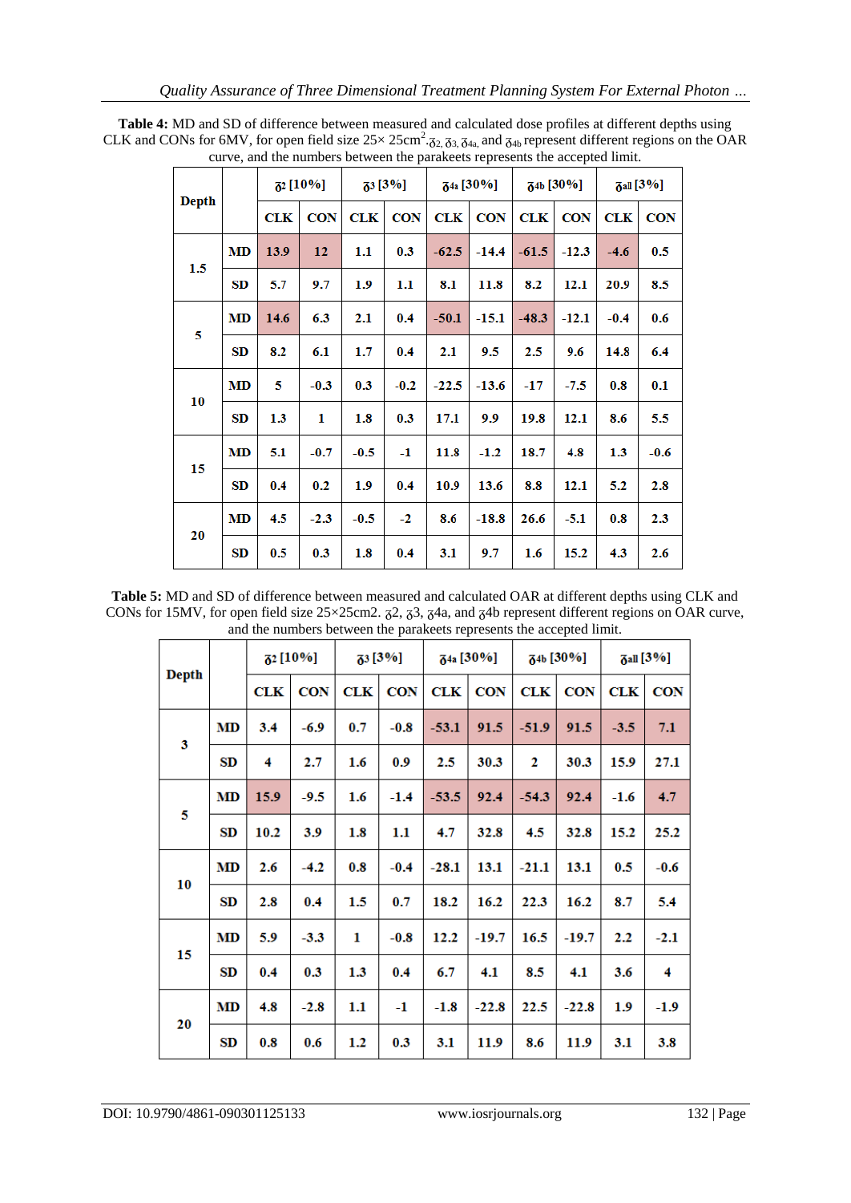**Table 4:** MD and SD of difference between measured and calculated dose profiles at different depths using CLK and CONs for 6MV, for open field size 25× 25cm$^2$. $\delta_2$, $\delta_3$, $\delta_{4a}$, and $\delta_{4b}$ represent different regions on the OAR curve, and the numbers between the parakeets represents the accepted limit.

| Depth | | $\delta_2$ [10%] | | $\delta_3$ [3%] | | $\delta_{4a}$ [30%] | | $\delta_{4b}$ [30%] | | $\delta_{all}$ [3%] | |
|---|---|---|---|---|---|---|---|---|---|---|---|
| | | CLK | CON | CLK | CON | CLK | CON | CLK | CON | CLK | CON |
| 1.5 | MD | 13.9 | 12 | 1.1 | 0.3 | -62.5 | -14.4 | -61.5 | -12.3 | -4.6 | 0.5 |
| | SD | 5.7 | 9.7 | 1.9 | 1.1 | 8.1 | 11.8 | 8.2 | 12.1 | 20.9 | 8.5 |
| 5 | MD | 14.6 | 6.3 | 2.1 | 0.4 | -50.1 | -15.1 | -48.3 | -12.1 | -0.4 | 0.6 |
| | SD | 8.2 | 6.1 | 1.7 | 0.4 | 2.1 | 9.5 | 2.5 | 9.6 | 14.8 | 6.4 |
| 10 | MD | 5 | -0.3 | 0.3 | -0.2 | -22.5 | -13.6 | -17 | -7.5 | 0.8 | 0.1 |
| | SD | 1.3 | 1 | 1.8 | 0.3 | 17.1 | 9.9 | 19.8 | 12.1 | 8.6 | 5.5 |
| 15 | MD | 5.1 | -0.7 | -0.5 | -1 | 11.8 | -1.2 | 18.7 | 4.8 | 1.3 | -0.6 |
| | SD | 0.4 | 0.2 | 1.9 | 0.4 | 10.9 | 13.6 | 8.8 | 12.1 | 5.2 | 2.8 |
| 20 | MD | 4.5 | -2.3 | -0.5 | -2 | 8.6 | -18.8 | 26.6 | -5.1 | 0.8 | 2.3 |
| | SD | 0.5 | 0.3 | 1.8 | 0.4 | 3.1 | 9.7 | 1.6 | 15.2 | 4.3 | 2.6 |

**Table 5:** MD and SD of difference between measured and calculated OAR at different depths using CLK and CONs for 15MV, for open field size 25×25cm2. $\delta_2$, $\delta_3$, $\delta_{4a}$, and $\delta_{4b}$ represent different regions on OAR curve, and the numbers between the parakeets represents the accepted limit.

| Depth | | $\delta_2$ [10%] | | $\delta_3$ [3%] | | $\delta_{4a}$ [30%] | | $\delta_{4b}$ [30%] | | $\delta_{all}$ [3%] | |
|---|---|---|---|---|---|---|---|---|---|---|---|
| | | CLK | CON | CLK | CON | CLK | CON | CLK | CON | CLK | CON |
| 3 | MD | 3.4 | -6.9 | 0.7 | -0.8 | -53.1 | 91.5 | -51.9 | 91.5 | -3.5 | 7.1 |
| | SD | 4 | 2.7 | 1.6 | 0.9 | 2.5 | 30.3 | 2 | 30.3 | 15.9 | 27.1 |
| 5 | MD | 15.9 | -9.5 | 1.6 | -1.4 | -53.5 | 92.4 | -54.3 | 92.4 | -1.6 | 4.7 |
| | SD | 10.2 | 3.9 | 1.8 | 1.1 | 4.7 | 32.8 | 4.5 | 32.8 | 15.2 | 25.2 |
| 10 | MD | 2.6 | -4.2 | 0.8 | -0.4 | -28.1 | 13.1 | -21.1 | 13.1 | 0.5 | -0.6 |
| | SD | 2.8 | 0.4 | 1.5 | 0.7 | 18.2 | 16.2 | 22.3 | 16.2 | 8.7 | 5.4 |
| 15 | MD | 5.9 | -3.3 | 1 | -0.8 | 12.2 | -19.7 | 16.5 | -19.7 | 2.2 | -2.1 |
| | SD | 0.4 | 0.3 | 1.3 | 0.4 | 6.7 | 4.1 | 8.5 | 4.1 | 3.6 | 4 |
| 20 | MD | 4.8 | -2.8 | 1.1 | -1 | -1.8 | -22.8 | 22.5 | -22.8 | 1.9 | -1.9 |
| | SD | 0.8 | 0.6 | 1.2 | 0.3 | 3.1 | 11.9 | 8.6 | 11.9 | 3.1 | 3.8 |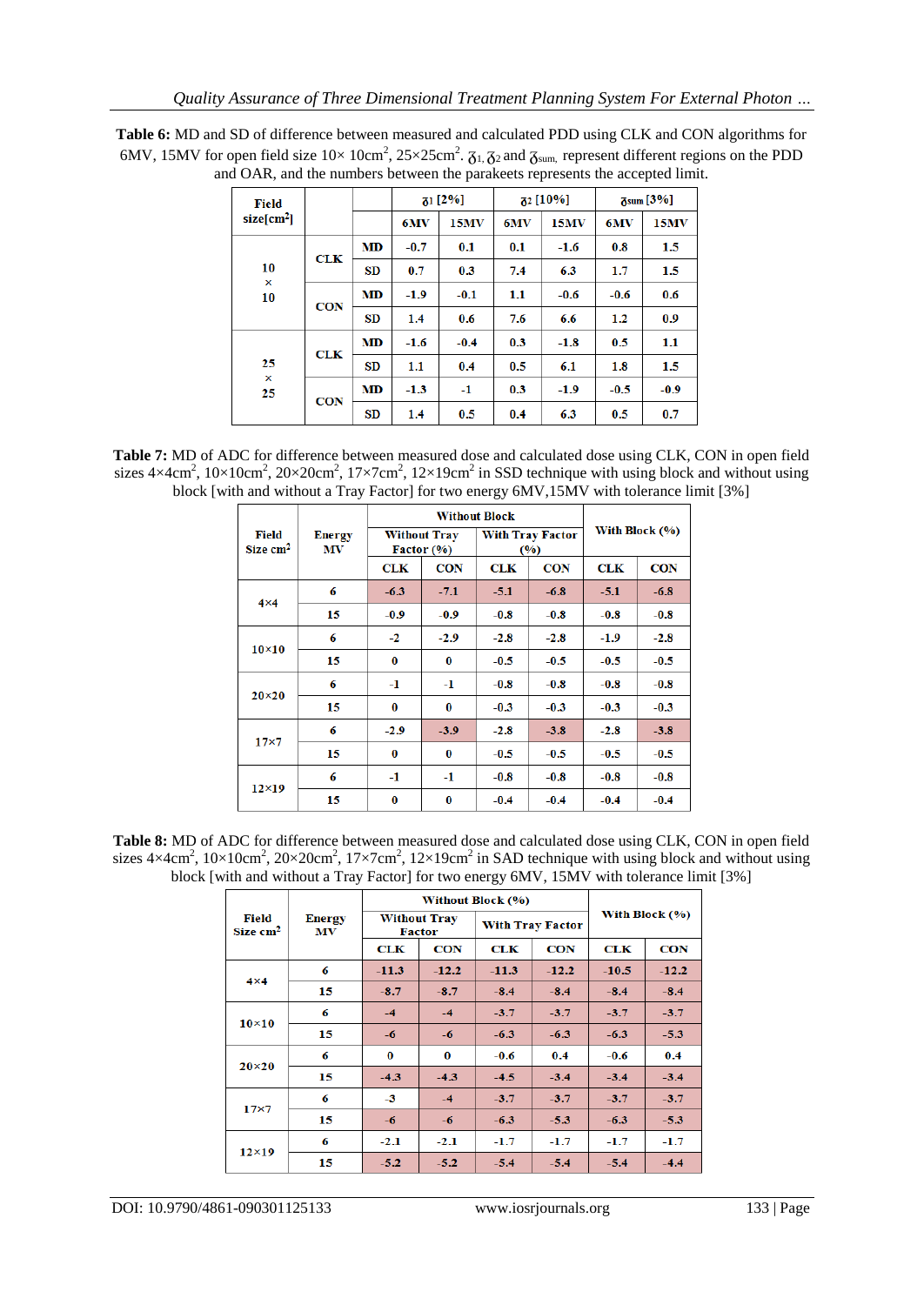**Table 6:** MD and SD of difference between measured and calculated PDD using CLK and CON algorithms for 6MV, 15MV for open field size 10× 10cm$^2$, 25×25cm$^2$. $\delta_1$, $\delta_2$ and $\delta_{sum}$, represent different regions on the PDD and OAR, and the numbers between the parakeets represents the accepted limit.

| Field size[cm$^2$] | | | $\delta_1$ [2%] | | $\delta_2$ [10%] | | $\delta_{sum}$ [3%] | |
|---|---|---|---|---|---|---|---|---|
| | | | 6MV | 15MV | 6MV | 15MV | 6MV | 15MV |
| 10 × 10 | CLK | MD | -0.7 | 0.1 | 0.1 | -1.6 | 0.8 | 1.5 |
| | | SD | 0.7 | 0.3 | 7.4 | 6.3 | 1.7 | 1.5 |
| | CON | MD | -1.9 | -0.1 | 1.1 | -0.6 | -0.6 | 0.6 |
| | | SD | 1.4 | 0.6 | 7.6 | 6.6 | 1.2 | 0.9 |
| 25 × 25 | CLK | MD | -1.6 | -0.4 | 0.3 | -1.8 | 0.5 | 1.1 |
| | | SD | 1.1 | 0.4 | 0.5 | 6.1 | 1.8 | 1.5 |
| | CON | MD | -1.3 | -1 | 0.3 | -1.9 | -0.5 | -0.9 |
| | | SD | 1.4 | 0.5 | 0.4 | 6.3 | 0.5 | 0.7 |

**Table 7:** MD of ADC for difference between measured dose and calculated dose using CLK, CON in open field sizes 4×4cm$^2$, 10×10cm$^2$, 20×20cm$^2$, 17×7cm$^2$, 12×19cm$^2$ in SSD technique with using block and without using block [with and without a Tray Factor] for two energy 6MV,15MV with tolerance limit [3%]

| Field Size cm$^2$ | Energy MV | Without Block | | | | With Block (%) | |
|---|---|---|---|---|---|---|---|
| | | Without Tray Factor (%) | | With Tray Factor (%) | | | |
| | | CLK | CON | CLK | CON | CLK | CON |
| 4×4 | 6 | -6.3 | -7.1 | -5.1 | -6.8 | -5.1 | -6.8 |
| | 15 | -0.9 | -0.9 | -0.8 | -0.8 | -0.8 | -0.8 |
| 10×10 | 6 | -2 | -2.9 | -2.8 | -2.8 | -1.9 | -2.8 |
| | 15 | 0 | 0 | -0.5 | -0.5 | -0.5 | -0.5 |
| 20×20 | 6 | -1 | -1 | -0.8 | -0.8 | -0.8 | -0.8 |
| | 15 | 0 | 0 | -0.3 | -0.3 | -0.3 | -0.3 |
| 17×7 | 6 | -2.9 | -3.9 | -2.8 | -3.8 | -2.8 | -3.8 |
| | 15 | 0 | 0 | -0.5 | -0.5 | -0.5 | -0.5 |
| 12×19 | 6 | -1 | -1 | -0.8 | -0.8 | -0.8 | -0.8 |
| | 15 | 0 | 0 | -0.4 | -0.4 | -0.4 | -0.4 |

**Table 8:** MD of ADC for difference between measured dose and calculated dose using CLK, CON in open field sizes 4×4cm$^2$, 10×10cm$^2$, 20×20cm$^2$, 17×7cm$^2$, 12×19cm$^2$ in SAD technique with using block and without using block [with and without a Tray Factor] for two energy 6MV, 15MV with tolerance limit [3%]

| Field Size cm$^2$ | Energy MV | Without Block (%) | | | | With Block (%) | |
|---|---|---|---|---|---|---|---|
| | | Without Tray Factor | | With Tray Factor | | | |
| | | CLK | CON | CLK | CON | CLK | CON |
| 4×4 | 6 | -11.3 | -12.2 | -11.3 | -12.2 | -10.5 | -12.2 |
| | 15 | -8.7 | -8.7 | -8.4 | -8.4 | -8.4 | -8.4 |
| 10×10 | 6 | -4 | -4 | -3.7 | -3.7 | -3.7 | -3.7 |
| | 15 | -6 | -6 | -6.3 | -6.3 | -6.3 | -5.3 |
| 20×20 | 6 | 0 | 0 | -0.6 | 0.4 | -0.6 | 0.4 |
| | 15 | -4.3 | -4.3 | -4.5 | -3.4 | -3.4 | -3.4 |
| 17×7 | 6 | -3 | -4 | -3.7 | -3.7 | -3.7 | -3.7 |
| | 15 | -6 | -6 | -6.3 | -5.3 | -6.3 | -5.3 |
| 12×19 | 6 | -2.1 | -2.1 | -1.7 | -1.7 | -1.7 | -1.7 |
| | 15 | -5.2 | -5.2 | -5.4 | -5.4 | -5.4 | -4.4 |